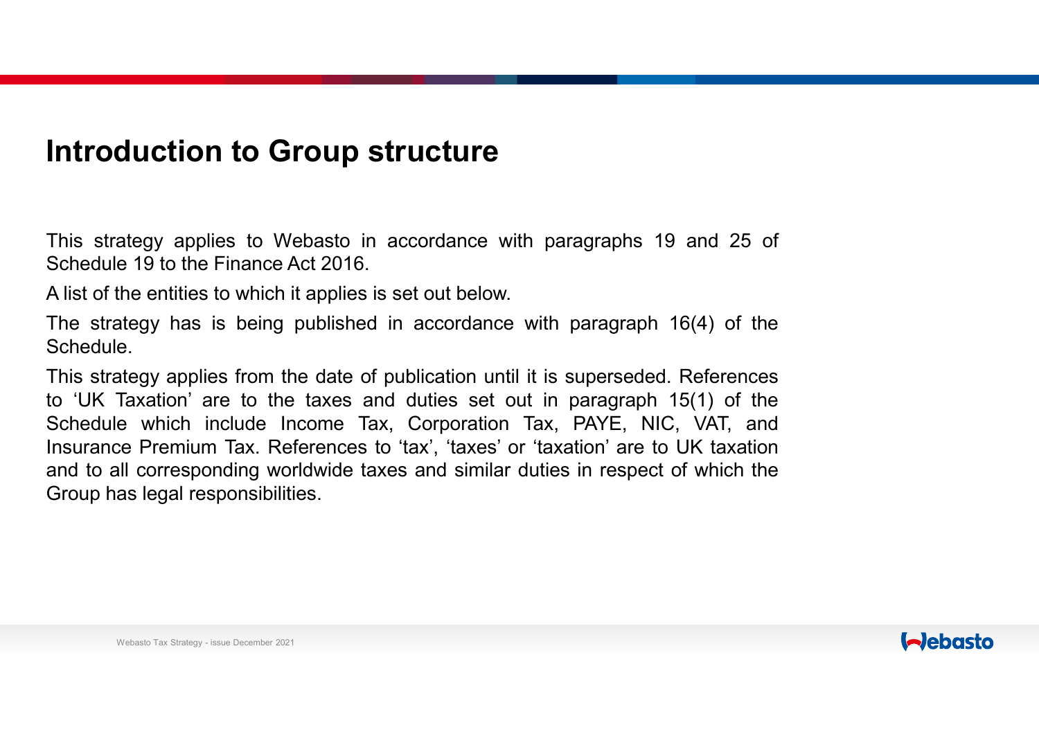# Introduction to Group structure

This strategy applies to Webasto in accordance with paragraphs 19 and 25 of Schedule 19 to the Finance Act 2016.

A list of the entities to which it applies is set out below.

The strategy has is being published in accordance with paragraph 16(4) of the Schedule.

This strategy applies from the date of publication until it is superseded. References to 'UK Taxation' are to the taxes and duties set out in paragraph 15(1) of the Schedule which include Income Tax, Corporation Tax, PAYE, NIC, VAT, and Insurance Premium Tax. References to 'tax', 'taxes' or 'taxation' are to UK taxation and to all corresponding worldwide taxes and similar duties in respect of which the Group has legal responsibilities.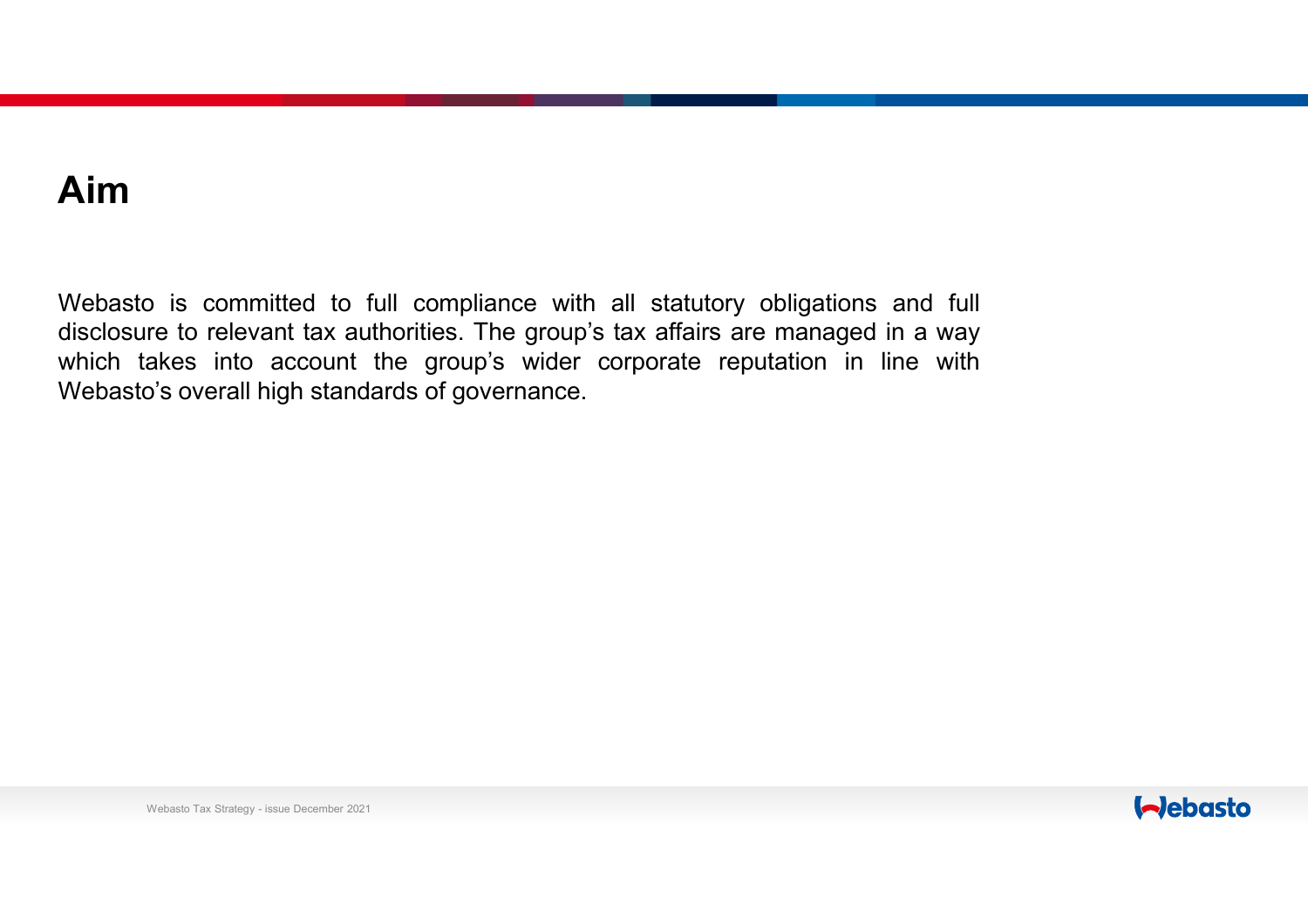# Aim

Webasto is committed to full compliance with all statutory obligations and full disclosure to relevant tax authorities. The group's tax affairs are managed in a way which takes into account the group's wider corporate reputation in line with Webasto's overall high standards of governance.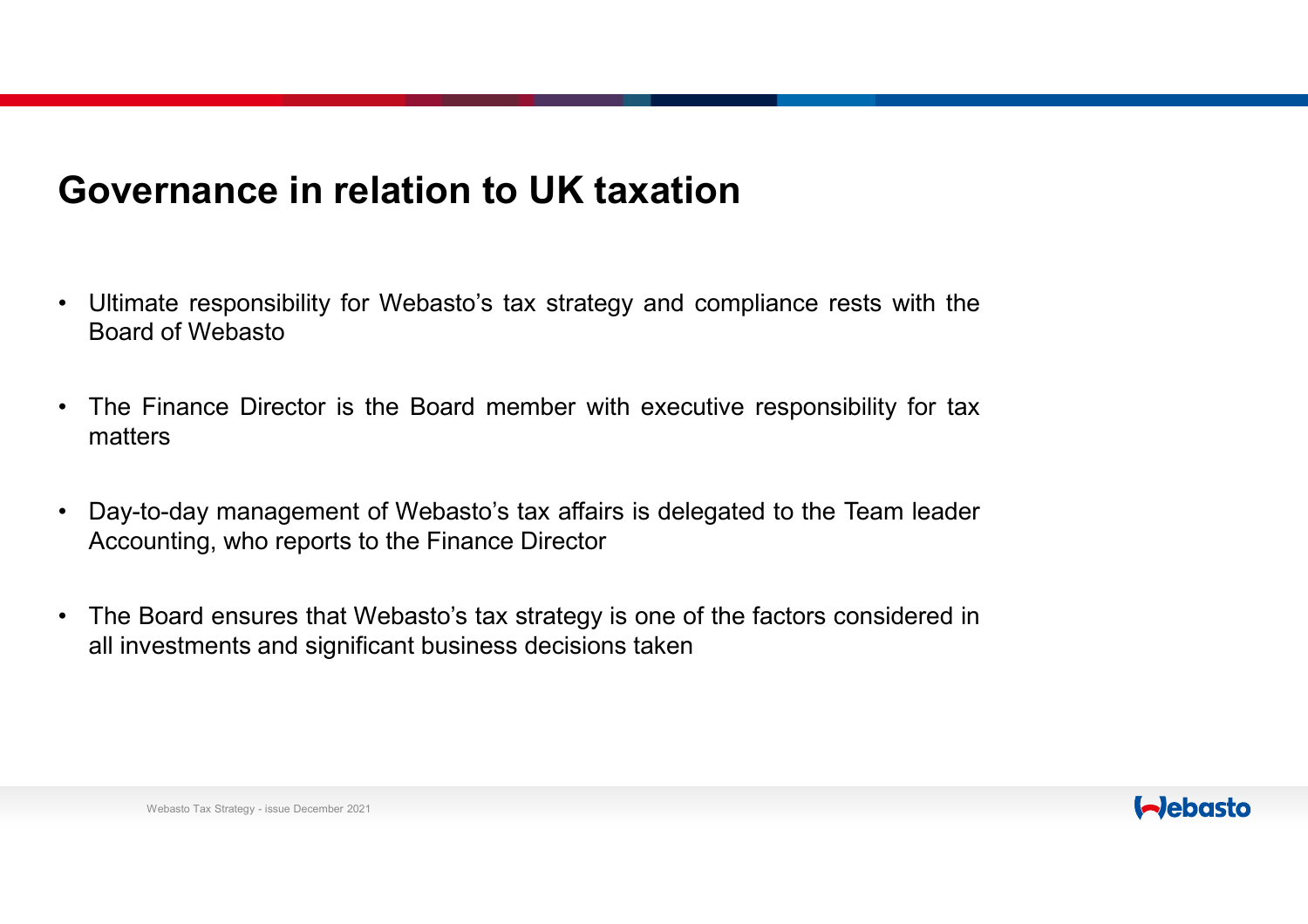# Governance in relation to UK taxation

- Ultimate responsibility for Webasto's tax strategy and compliance rests with the Board of Webasto
- The Finance Director is the Board member with executive responsibility for tax matters
- Day-to-day management of Webasto's tax affairs is delegated to the Team leader Accounting, who reports to the Finance Director
- The Board ensures that Webasto's tax strategy is one of the factors considered in all investments and significant business decisions taken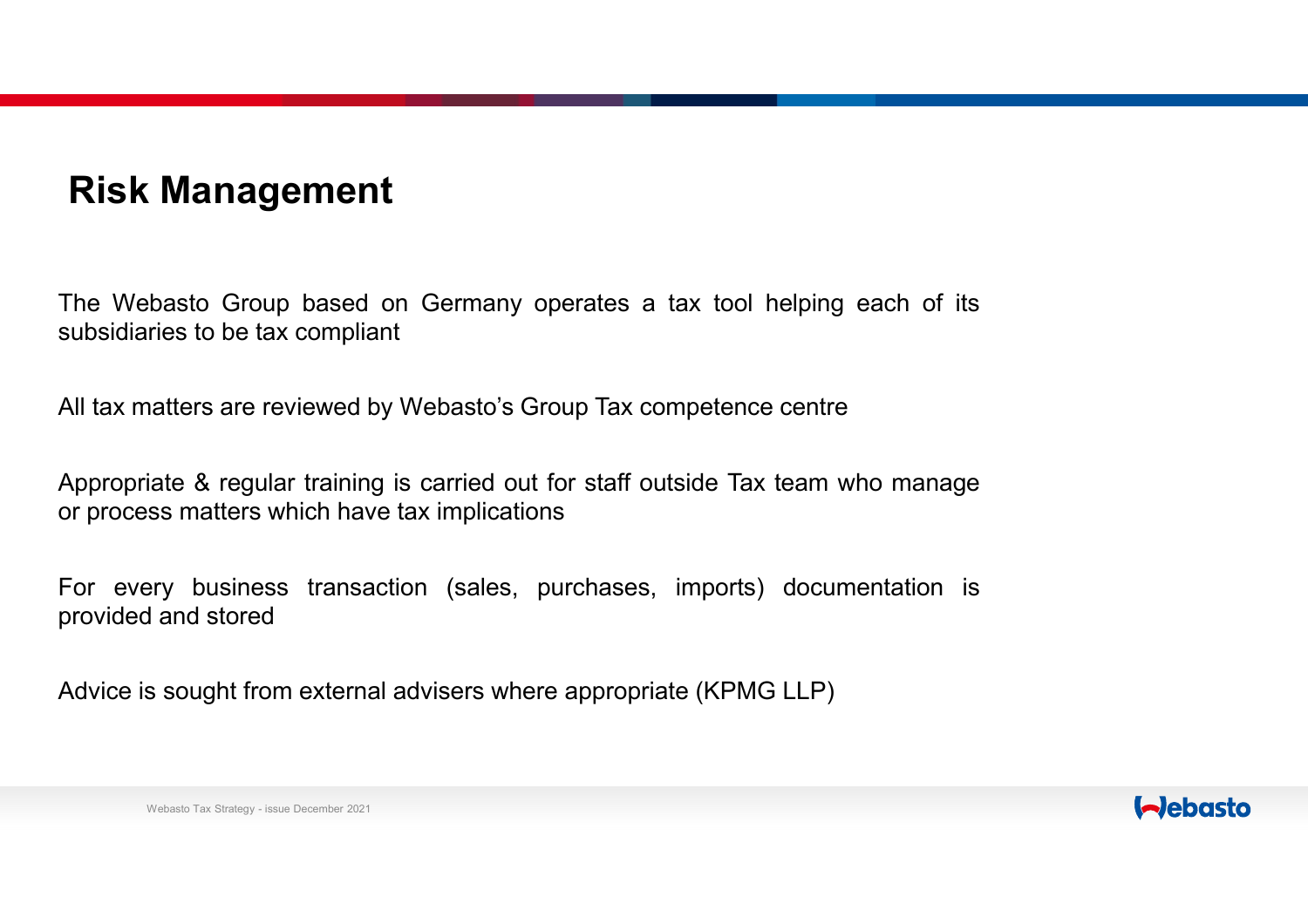# Risk Management

The Webasto Group based on Germany operates a tax tool helping each of its subsidiaries to be tax compliant

All tax matters are reviewed by Webasto's Group Tax competence centre

Appropriate & regular training is carried out for staff outside Tax team who manage or process matters which have tax implications

For every business transaction (sales, purchases, imports) documentation is provided and stored

Advice is sought from external advisers where appropriate (KPMG LLP)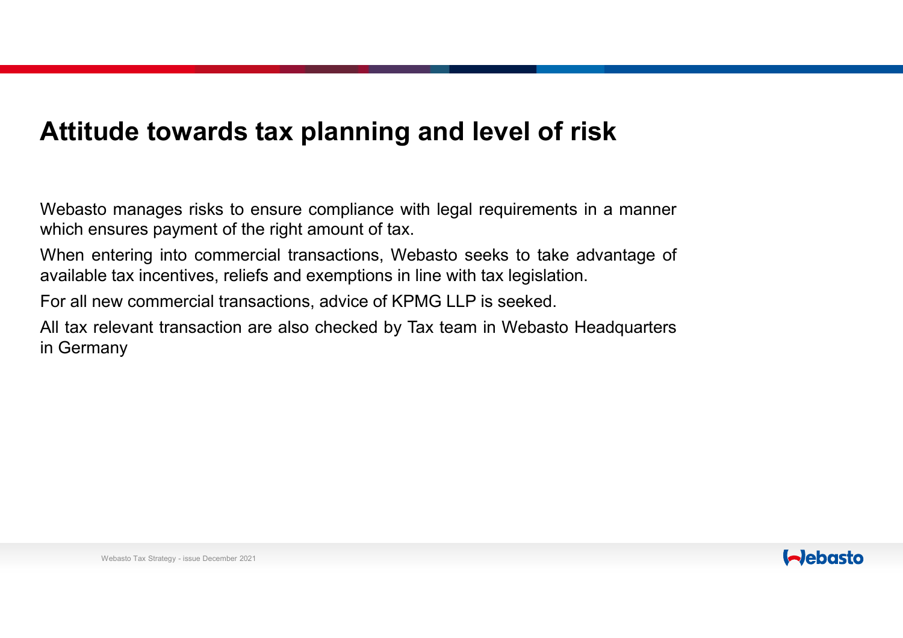# Attitude towards tax planning and level of risk

Webasto manages risks to ensure compliance with legal requirements in a manner which ensures payment of the right amount of tax.

When entering into commercial transactions, Webasto seeks to take advantage of available tax incentives, reliefs and exemptions in line with tax legislation.

For all new commercial transactions, advice of KPMG LLP is seeked.

All tax relevant transaction are also checked by Tax team in Webasto Headquarters in Germany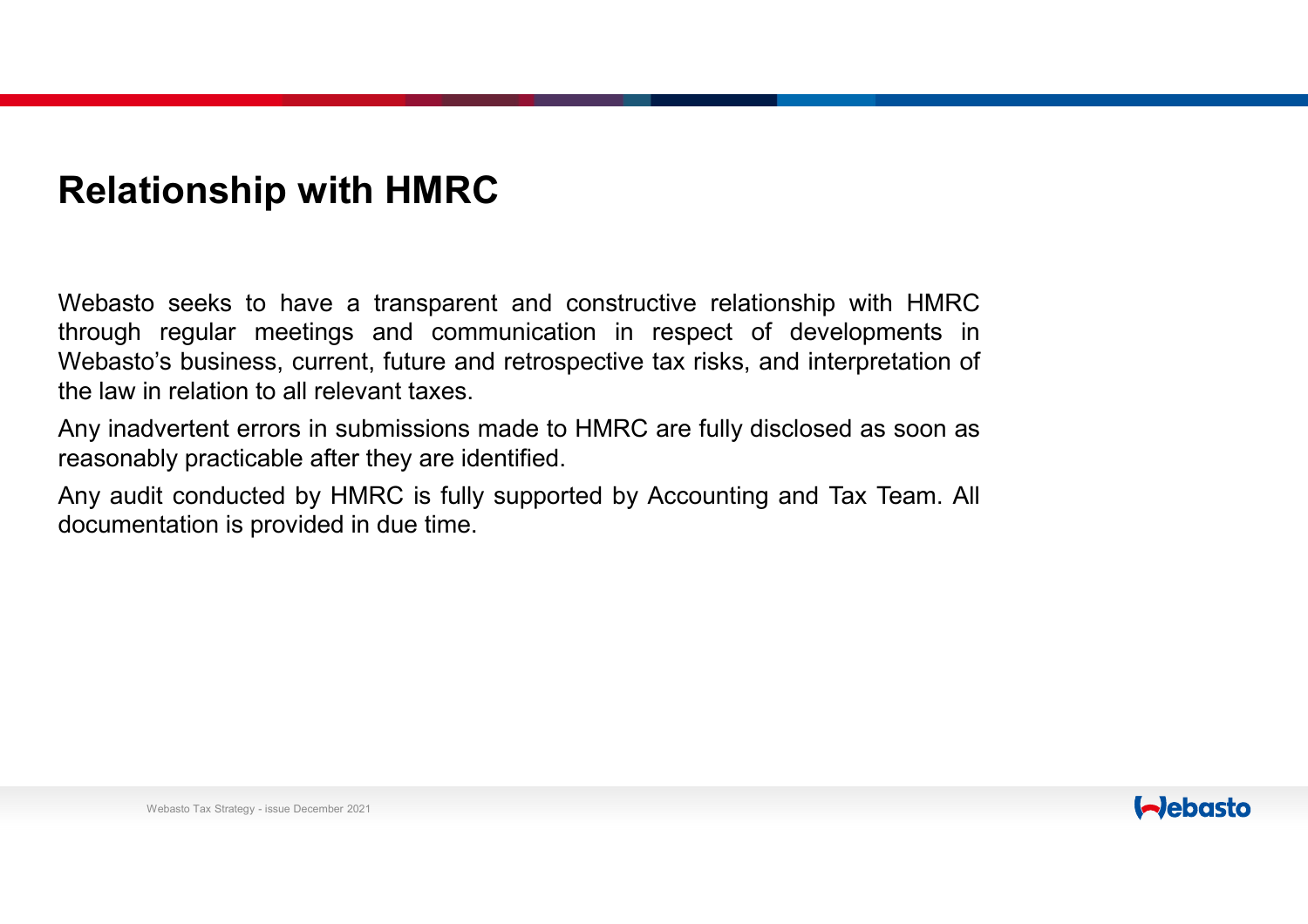# Relationship with HMRC

Webasto seeks to have a transparent and constructive relationship with HMRC through regular meetings and communication in respect of developments in Webasto's business, current, future and retrospective tax risks, and interpretation of the law in relation to all relevant taxes.

Any inadvertent errors in submissions made to HMRC are fully disclosed as soon as reasonably practicable after they are identified.

Any audit conducted by HMRC is fully supported by Accounting and Tax Team. All documentation is provided in due time.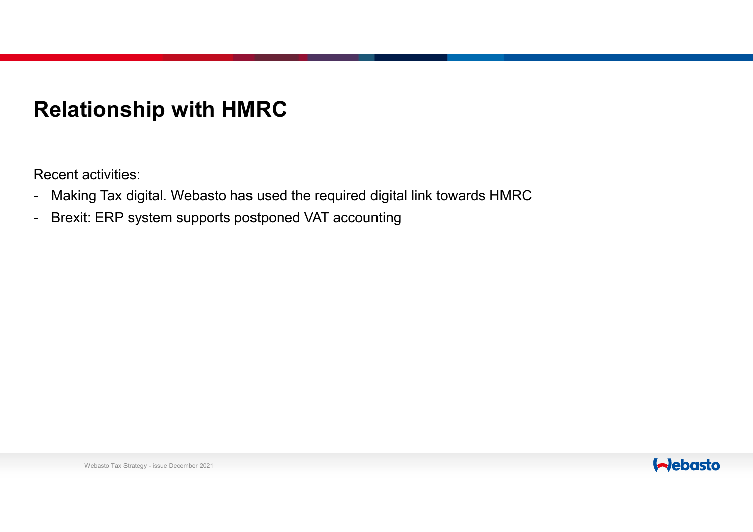# Relationship with HMRC

Recent activities:

- Making Tax digital. Webasto has used the required digital link towards HMRC
- Brexit: ERP system supports postponed VAT accounting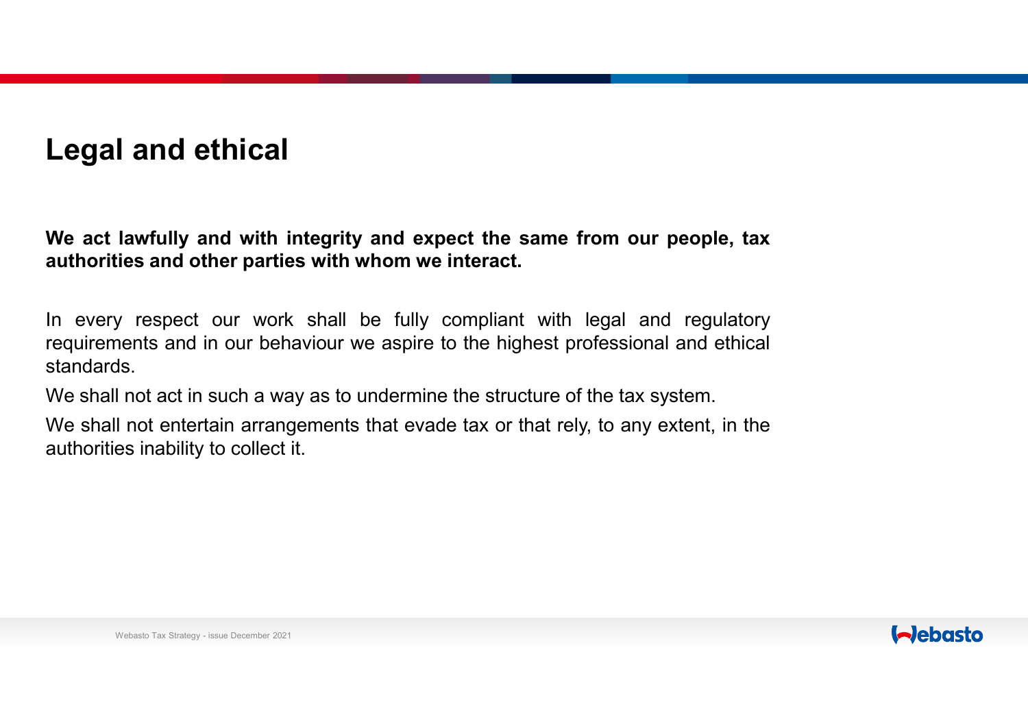# Legal and ethical

**We act lawfully and with integrity and expect the same from our people, tax authorities and other parties with whom we interact.**

In every respect our work shall be fully compliant with legal and regulatory requirements and in our behaviour we aspire to the highest professional and ethical standards.

We shall not act in such a way as to undermine the structure of the tax system.

We shall not entertain arrangements that evade tax or that rely, to any extent, in the authorities inability to collect it.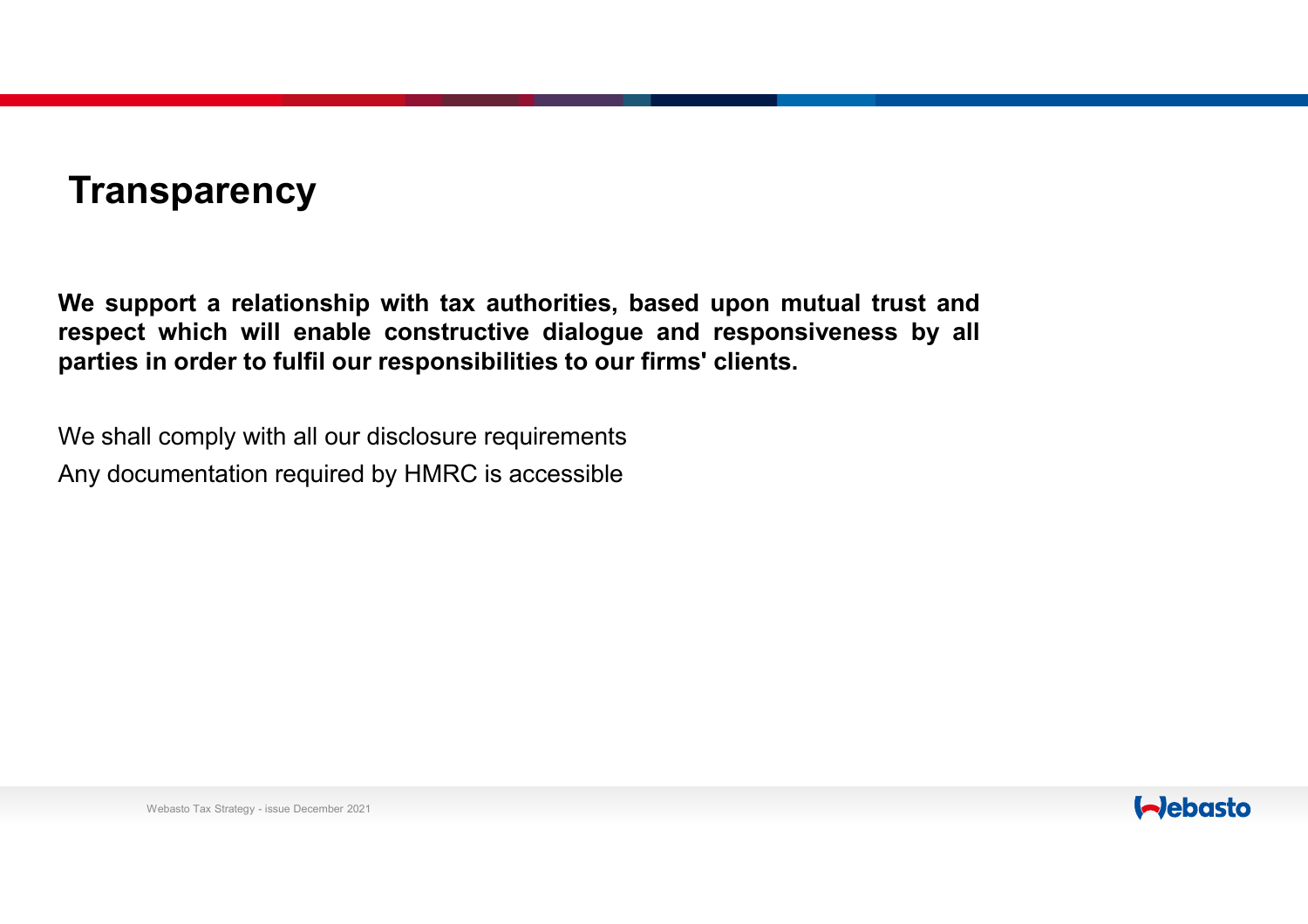# Transparency

**We support a relationship with tax authorities, based upon mutual trust and respect which will enable constructive dialogue and responsiveness by all parties in order to fulfil our responsibilities to our firms' clients.**

We shall comply with all our disclosure requirements

Any documentation required by HMRC is accessible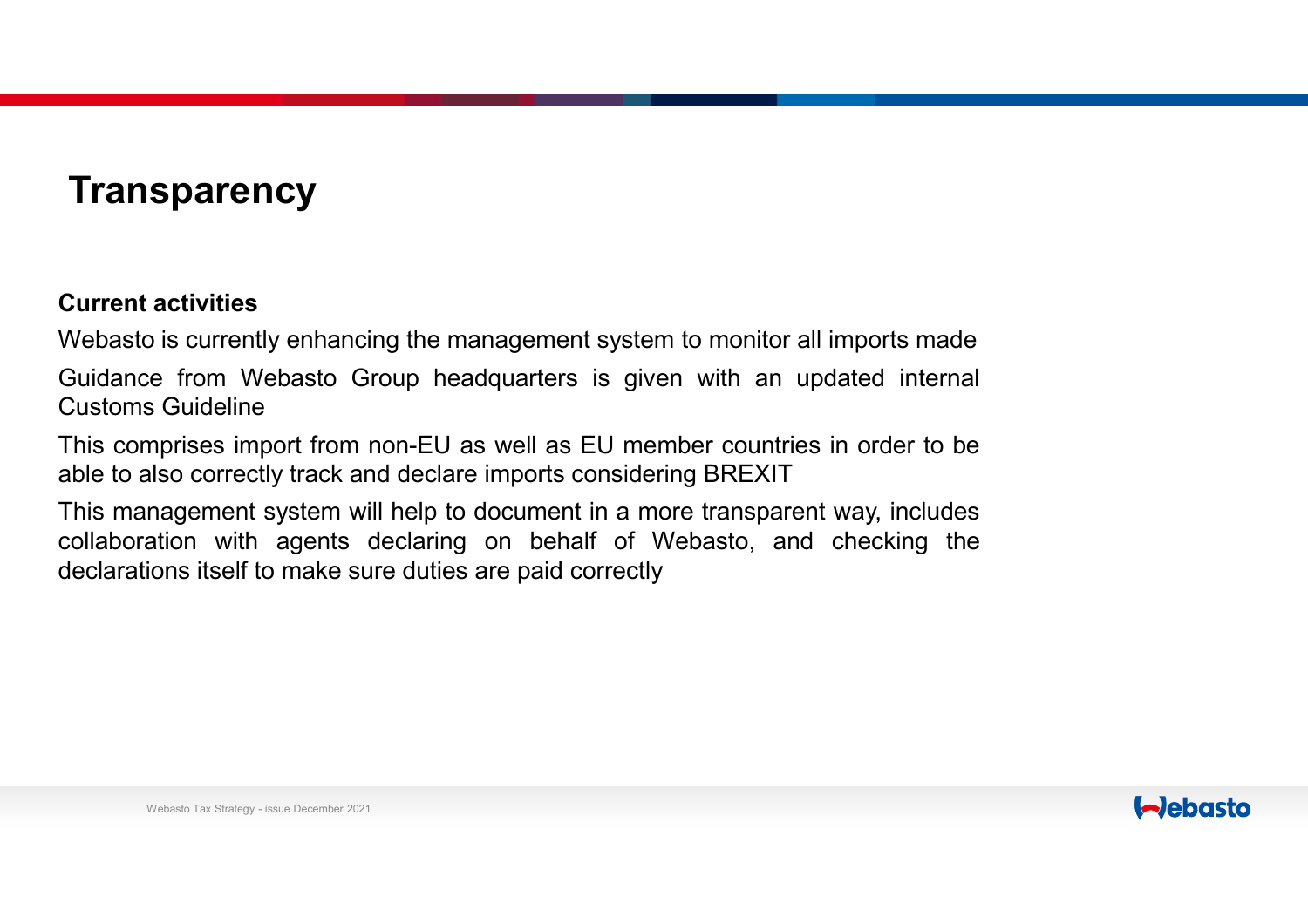# Transparency

**Current activities**

Webasto is currently enhancing the management system to monitor all imports made

Guidance from Webasto Group headquarters is given with an updated internal Customs Guideline

This comprises import from non-EU as well as EU member countries in order to be able to also correctly track and declare imports considering BREXIT

This management system will help to document in a more transparent way, includes collaboration with agents declaring on behalf of Webasto, and checking the declarations itself to make sure duties are paid correctly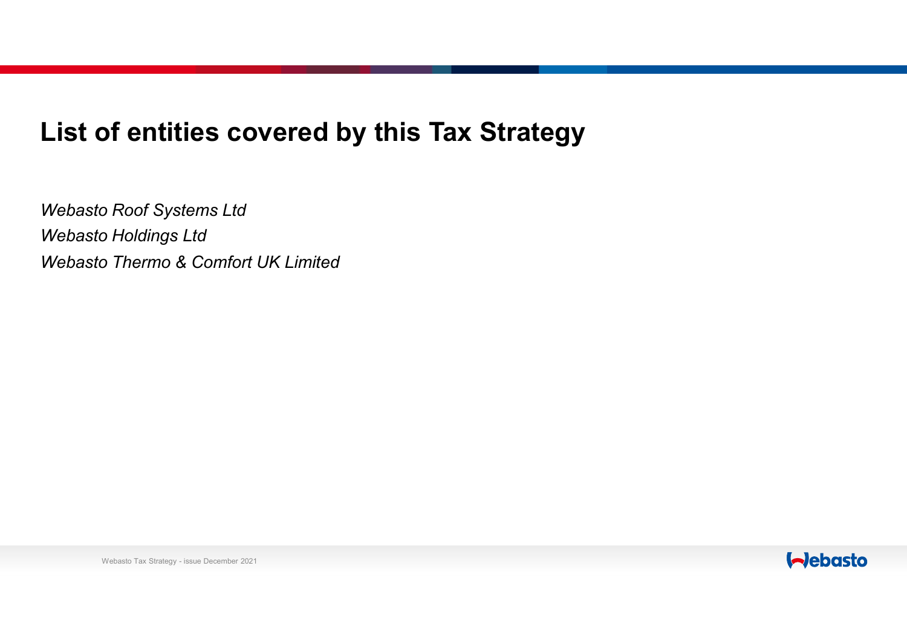# List of entities covered by this Tax Strategy

*Webasto Roof Systems Ltd*
*Webasto Holdings Ltd*
*Webasto Thermo & Comfort UK Limited*